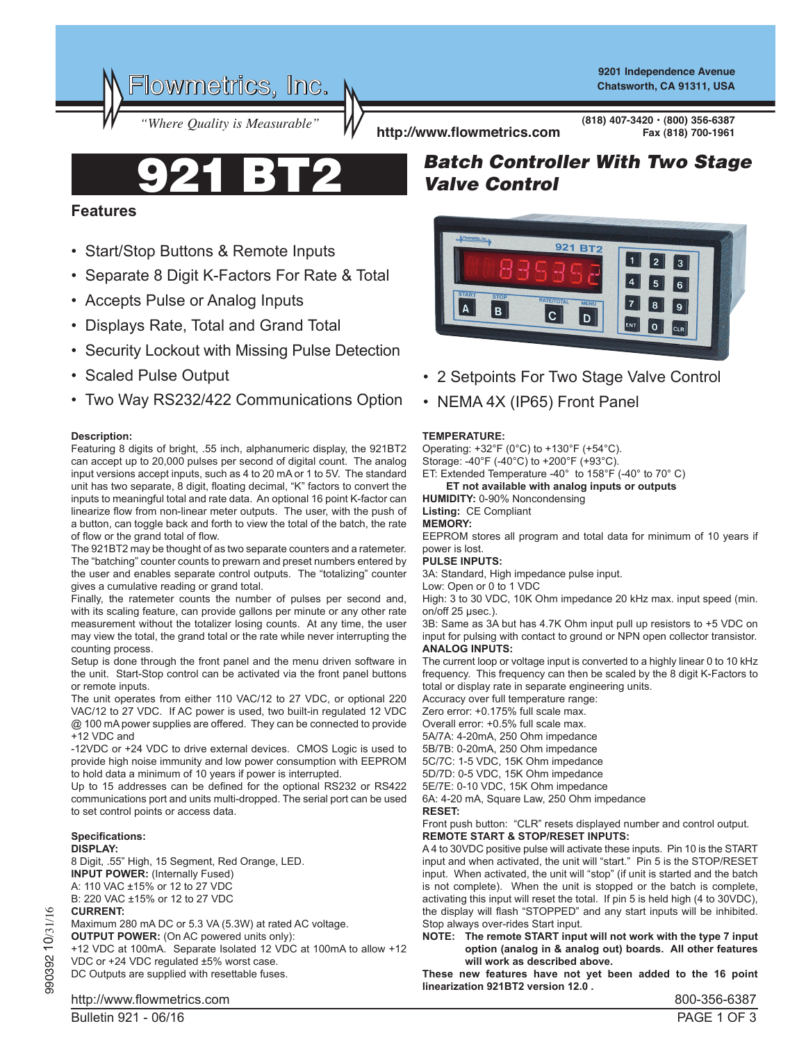Flowmetrics, Inc.

*"Where Quality is Measurable"*

9201 Independence Avenue
Chatsworth, CA 91311, USA

(818) 407-3420 · (800) 356-6387
Fax (818) 700-1961

http://www.flowmetrics.com

# 921 BT2

## *Batch Controller With Two Stage Valve Control*

## Features

- Start/Stop Buttons & Remote Inputs
- Separate 8 Digit K-Factors For Rate & Total
- Accepts Pulse or Analog Inputs
- Displays Rate, Total and Grand Total
- Security Lockout with Missing Pulse Detection
- Scaled Pulse Output
- Two Way RS232/422 Communications Option
- 2 Setpoints For Two Stage Valve Control
- NEMA 4X (IP65) Front Panel

**Description:**

Featuring 8 digits of bright, .55 inch, alphanumeric display, the 921BT2 can accept up to 20,000 pulses per second of digital count. The analog input versions accept inputs, such as 4 to 20 mA or 1 to 5V. The standard unit has two separate, 8 digit, floating decimal, "K" factors to convert the inputs to meaningful total and rate data. An optional 16 point K-factor can linearize flow from non-linear meter outputs. The user, with the push of a button, can toggle back and forth to view the total of the batch, the rate of flow or the grand total of flow.

The 921BT2 may be thought of as two separate counters and a ratemeter. The "batching" counter counts to prewarn and preset numbers entered by the user and enables separate control outputs. The "totalizing" counter gives a cumulative reading or grand total.

Finally, the ratemeter counts the number of pulses per second and, with its scaling feature, can provide gallons per minute or any other rate measurement without the totalizer losing counts. At any time, the user may view the total, the grand total or the rate while never interrupting the counting process.

Setup is done through the front panel and the menu driven software in the unit. Start-Stop control can be activated via the front panel buttons or remote inputs.

The unit operates from either 110 VAC/12 to 27 VDC, or optional 220 VAC/12 to 27 VDC. If AC power is used, two built-in regulated 12 VDC @ 100 mA power supplies are offered. They can be connected to provide +12 VDC and -12VDC or +24 VDC to drive external devices. CMOS Logic is used to provide high noise immunity and low power consumption with EEPROM to hold data a minimum of 10 years if power is interrupted.

Up to 15 addresses can be defined for the optional RS232 or RS422 communications port and units multi-dropped. The serial port can be used to set control points or access data.

**Specifications:**

**DISPLAY:**
8 Digit, .55" High, 15 Segment, Red Orange, LED.

**INPUT POWER:** (Internally Fused)
A: 110 VAC ±15% or 12 to 27 VDC
B: 220 VAC ±15% or 12 to 27 VDC

**CURRENT:**
Maximum 280 mA DC or 5.3 VA (5.3W) at rated AC voltage.

**OUTPUT POWER:** (On AC powered units only):
+12 VDC at 100mA. Separate Isolated 12 VDC at 100mA to allow +12 VDC or +24 VDC regulated ±5% worst case.
DC Outputs are supplied with resettable fuses.

**TEMPERATURE:**
Operating: +32°F (0°C) to +130°F (+54°C).
Storage: -40°F (-40°C) to +200°F (+93°C).
ET: Extended Temperature -40° to 158°F (-40° to 70° C)
**ET not available with analog inputs or outputs**

**HUMIDITY:** 0-90% Noncondensing

**Listing:** CE Compliant

**MEMORY:**
EEPROM stores all program and total data for minimum of 10 years if power is lost.

**PULSE INPUTS:**
3A: Standard, High impedance pulse input.
Low: Open or 0 to 1 VDC
High: 3 to 30 VDC, 10K Ohm impedance 20 kHz max. input speed (min. on/off 25 μsec.).
3B: Same as 3A but has 4.7K Ohm input pull up resistors to +5 VDC on input for pulsing with contact to ground or NPN open collector transistor.

**ANALOG INPUTS:**
The current loop or voltage input is converted to a highly linear 0 to 10 kHz frequency. This frequency can then be scaled by the 8 digit K-Factors to total or display rate in separate engineering units.
Accuracy over full temperature range:
Zero error: +0.175% full scale max.
Overall error: +0.5% full scale max.
5A/7A: 4-20mA, 250 Ohm impedance
5B/7B: 0-20mA, 250 Ohm impedance
5C/7C: 1-5 VDC, 15K Ohm impedance
5D/7D: 0-5 VDC, 15K Ohm impedance
5E/7E: 0-10 VDC, 15K Ohm impedance
6A: 4-20 mA, Square Law, 250 Ohm impedance

**RESET:**
Front push button: "CLR" resets displayed number and control output.

**REMOTE START & STOP/RESET INPUTS:**
A 4 to 30VDC positive pulse will activate these inputs. Pin 10 is the START input and when activated, the unit will "start." Pin 5 is the STOP/RESET input. When activated, the unit will "stop" (if unit is started and the batch is not complete). When the unit is stopped or the batch is complete, activating this input will reset the total. If pin 5 is held high (4 to 30VDC), the display will flash "STOPPED" and any start inputs will be inhibited. Stop always over-rides Start input.

**NOTE: The remote START input will not work with the type 7 input option (analog in & analog out) boards. All other features will work as described above.**

**These new features have not yet been added to the 16 point linearization 921BT2 version 12.0 .**

990392 10/31/16

http://www.flowmetrics.com
Bulletin 921 - 06/16
800-356-6387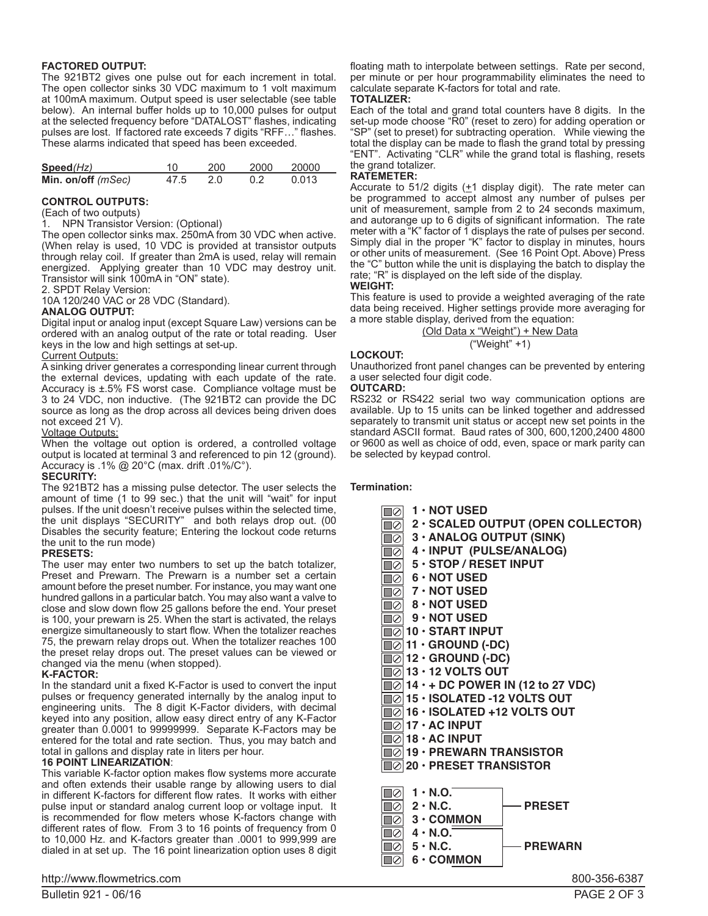### FACTORED OUTPUT:

The 921BT2 gives one pulse out for each increment in total. The open collector sinks 30 VDC maximum to 1 volt maximum at 100mA maximum. Output speed is user selectable (see table below). An internal buffer holds up to 10,000 pulses for output at the selected frequency before "DATALOST" flashes, indicating pulses are lost. If factored rate exceeds 7 digits "RFF…" flashes. These alarms indicated that speed has been exceeded.

| **Speed** *(Hz)* | 10 | 200 | 2000 | 20000 |
|---|---|---|---|---|
| **Min. on/off** *(mSec)* | 47.5 | 2.0 | 0.2 | 0.013 |

### CONTROL OUTPUTS:

(Each of two outputs)

1. NPN Transistor Version: (Optional)

The open collector sinks max. 250mA from 30 VDC when active. (When relay is used, 10 VDC is provided at transistor outputs through relay coil. If greater than 2mA is used, relay will remain energized. Applying greater than 10 VDC may destroy unit. Transistor will sink 100mA in "ON" state).

2. SPDT Relay Version:

10A 120/240 VAC or 28 VDC (Standard).

### ANALOG OUTPUT:

Digital input or analog input (except Square Law) versions can be ordered with an analog output of the rate or total reading. User keys in the low and high settings at set-up.

Current Outputs:

A sinking driver generates a corresponding linear current through the external devices, updating with each update of the rate. Accuracy is ±.5% FS worst case. Compliance voltage must be 3 to 24 VDC, non inductive. (The 921BT2 can provide the DC source as long as the drop across all devices being driven does not exceed 21 V).

Voltage Outputs:

When the voltage out option is ordered, a controlled voltage output is located at terminal 3 and referenced to pin 12 (ground). Accuracy is .1% @ 20°C (max. drift .01%/C°).

### SECURITY:

The 921BT2 has a missing pulse detector. The user selects the amount of time (1 to 99 sec.) that the unit will "wait" for input pulses. If the unit doesn't receive pulses within the selected time, the unit displays "SECURITY" and both relays drop out. (00 Disables the security feature; Entering the lockout code returns the unit to the run mode)

### PRESETS:

The user may enter two numbers to set up the batch totalizer, Preset and Prewarn. The Prewarn is a number set a certain amount before the preset number. For instance, you may want one hundred gallons in a particular batch. You may also want a valve to close and slow down flow 25 gallons before the end. Your preset is 100, your prewarn is 25. When the start is activated, the relays energize simultaneously to start flow. When the totalizer reaches 75, the prewarn relay drops out. When the totalizer reaches 100 the preset relay drops out. The preset values can be viewed or changed via the menu (when stopped).

### K-FACTOR:

In the standard unit a fixed K-Factor is used to convert the input pulses or frequency generated internally by the analog input to engineering units. The 8 digit K-Factor dividers, with decimal keyed into any position, allow easy direct entry of any K-Factor greater than 0.0001 to 99999999. Separate K-Factors may be entered for the total and rate section. Thus, you may batch and total in gallons and display rate in liters per hour.

### 16 POINT LINEARIZATION:

This variable K-factor option makes flow systems more accurate and often extends their usable range by allowing users to dial in different K-factors for different flow rates. It works with either pulse input or standard analog current loop or voltage input. It is recommended for flow meters whose K-factors change with different rates of flow. From 3 to 16 points of frequency from 0 to 10,000 Hz. and K-factors greater than .0001 to 999,999 are dialed in at set up. The 16 point linearization option uses 8 digit floating math to interpolate between settings. Rate per second, per minute or per hour programmability eliminates the need to calculate separate K-factors for total and rate.

### TOTALIZER:

Each of the total and grand total counters have 8 digits. In the set-up mode choose "R0" (reset to zero) for adding operation or "SP" (set to preset) for subtracting operation. While viewing the total the display can be made to flash the grand total by pressing "ENT". Activating "CLR" while the grand total is flashing, resets the grand totalizer.

### RATEMETER:

Accurate to 51/2 digits (±1 display digit). The rate meter can be programmed to accept almost any number of pulses per unit of measurement, sample from 2 to 24 seconds maximum, and autorange up to 6 digits of significant information. The rate meter with a "K" factor of 1 displays the rate of pulses per second. Simply dial in the proper "K" factor to display in minutes, hours or other units of measurement. (See 16 Point Opt. Above) Press the "C" button while the unit is displaying the batch to display the rate; "R" is displayed on the left side of the display.

### WEIGHT:

This feature is used to provide a weighted averaging of the rate data being received. Higher settings provide more averaging for a more stable display, derived from the equation:

$$\frac{(\text{Old Data x "Weight"}) + \text{New Data}}{(\text{"Weight"} + 1)}$$

### LOCKOUT:

Unauthorized front panel changes can be prevented by entering a user selected four digit code.

### OUTCARD:

RS232 or RS422 serial two way communication options are available. Up to 15 units can be linked together and addressed separately to transmit unit status or accept new set points in the standard ASCII format. Baud rates of 300, 600,1200,2400 4800 or 9600 as well as choice of odd, even, space or mark parity can be selected by keypad control.

**Termination:**

- **1 · NOT USED**
- **2 · SCALED OUTPUT (OPEN COLLECTOR)**
- **3 · ANALOG OUTPUT (SINK)**
- **4 · INPUT (PULSE/ANALOG)**
- **5 · STOP / RESET INPUT**
- **6 · NOT USED**
- **7 · NOT USED**
- **8 · NOT USED**
- **9 · NOT USED**
- **10 · START INPUT**
- **11 · GROUND (-DC)**
- **12 · GROUND (-DC)**
- **13 · 12 VOLTS OUT**
- **14 · + DC POWER IN (12 to 27 VDC)**
- **15 · ISOLATED -12 VOLTS OUT**
- **16 · ISOLATED +12 VOLTS OUT**
- **17 · AC INPUT**
- **18 · AC INPUT**
- **19 · PREWARN TRANSISTOR**
- **20 · PRESET TRANSISTOR**

| Terminal | Relay |
|---|---|
| **1 · N.O.** | **PRESET** |
| **2 · N.C.** | **PRESET** |
| **3 · COMMON** | **PRESET** |
| **4 · N.O.** | **PREWARN** |
| **5 · N.C.** | **PREWARN** |
| **6 · COMMON** | **PREWARN** |

http://www.flowmetrics.com 800-356-6387

Bulletin 921 - 06/16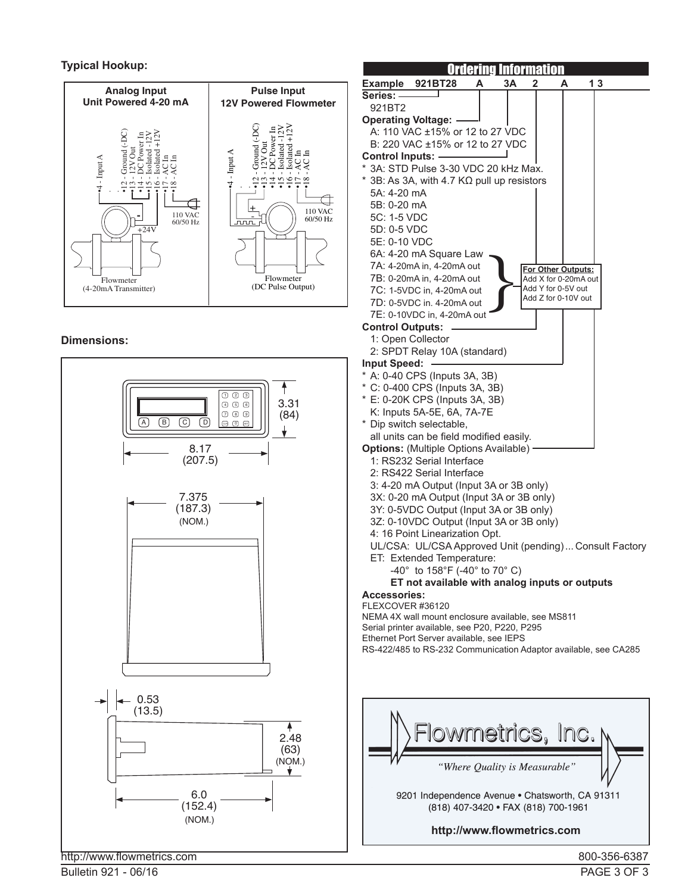**Typical Hookup:**

Analog Input
Unit Powered 4-20 mA

4 - Input A
12 - Ground (-DC)
13 - 12V Out
14 - DC Power In
15 - Isolated -12V
16 - Isolated +12V
17 - AC In
18 - AC In
110 VAC
60/50 Hz
+24V
Flowmeter
(4-20mA Transmitter)

Pulse Input
12V Powered Flowmeter

4 - Input A
12 - Ground (-DC)
13 - 12V Out
14 - DC Power In
15 - Isolated -12V
16 - Isolated +12V
17 - AC In
18 - AC In
110 VAC
60/50 Hz
Flowmeter
(DC Pulse Output)

**Dimensions:**

3.31
(84)
8.17
(207.5)
7.375
(187.3)
(NOM.)
0.53
(13.5)
2.48
(63)
(NOM.)
6.0
(152.4)
(NOM.)

## Ordering Information

**Example 921BT28 A 3A 2 A 1 3**

**Series:**
921BT2

**Operating Voltage:**
A: 110 VAC ±15% or 12 to 27 VDC
B: 220 VAC ±15% or 12 to 27 VDC

**Control Inputs:**
* 3A: STD Pulse 3-30 VDC 20 kHz Max.
* 3B: As 3A, with 4.7 KΩ pull up resistors
5A: 4-20 mA
5B: 0-20 mA
5C: 1-5 VDC
5D: 0-5 VDC
5E: 0-10 VDC
6A: 4-20 mA Square Law
7A: 4-20mA in, 4-20mA out
7B: 0-20mA in, 4-20mA out
7C: 1-5VDC in, 4-20mA out
7D: 0-5VDC in. 4-20mA out
7E: 0-10VDC in, 4-20mA out

**For Other Outputs:**
Add X for 0-20mA out
Add Y for 0-5V out
Add Z for 0-10V out

**Control Outputs:**
1: Open Collector
2: SPDT Relay 10A (standard)

**Input Speed:**
* A: 0-40 CPS (Inputs 3A, 3B)
* C: 0-400 CPS (Inputs 3A, 3B)
* E: 0-20K CPS (Inputs 3A, 3B)
K: Inputs 5A-5E, 6A, 7A-7E
* Dip switch selectable,
all units can be field modified easily.

**Options:** (Multiple Options Available)
1: RS232 Serial Interface
2: RS422 Serial Interface
3: 4-20 mA Output (Input 3A or 3B only)
3X: 0-20 mA Output (Input 3A or 3B only)
3Y: 0-5VDC Output (Input 3A or 3B only)
3Z: 0-10VDC Output (Input 3A or 3B only)
4: 16 Point Linearization Opt.
UL/CSA: UL/CSA Approved Unit (pending)... Consult Factory
ET: Extended Temperature:
-40° to 158°F (-40° to 70° C)
**ET not available with analog inputs or outputs**

**Accessories:**
FLEXCOVER #36120
NEMA 4X wall mount enclosure available, see MS811
Serial printer available, see P20, P220, P295
Ethernet Port Server available, see IEPS
RS-422/485 to RS-232 Communication Adaptor available, see CA285

**Flowmetrics, Inc.**

*"Where Quality is Measurable"*

9201 Independence Avenue • Chatsworth, CA 91311
(818) 407-3420 • FAX (818) 700-1961

**http://www.flowmetrics.com**

http://www.flowmetrics.com
800-356-6387
Bulletin 921 - 06/16